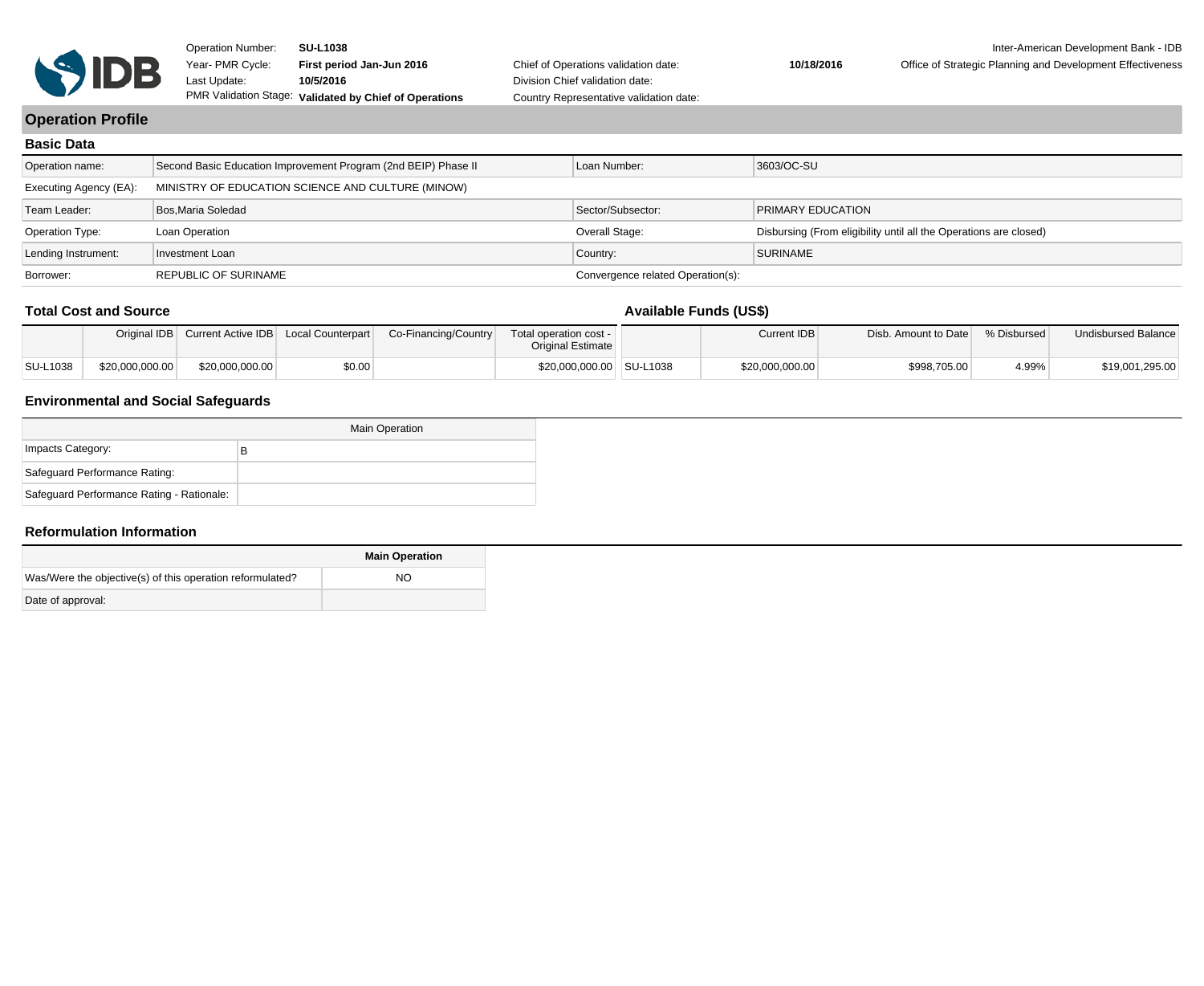| | | | | |
|---|---|---|---|---|
| Operation Number: | SU-L1038 | | | Inter-American Development Bank - IDB |
| Year- PMR Cycle: | First period Jan-Jun 2016 | Chief of Operations validation date: | 10/18/2016 | Office of Strategic Planning and Development Effectiveness |
| Last Update: | 10/5/2016 | Division Chief validation date: | | |
| PMR Validation Stage: | Validated by Chief of Operations | Country Representative validation date: | | |

# Operation Profile

## Basic Data

| | | | |
|---|---|---|---|
| Operation name: | Second Basic Education Improvement Program (2nd BEIP) Phase II | Loan Number: | 3603/OC-SU |
| Executing Agency (EA): | MINISTRY OF EDUCATION SCIENCE AND CULTURE (MINOW) | | |
| Team Leader: | Bos,Maria Soledad | Sector/Subsector: | PRIMARY EDUCATION |
| Operation Type: | Loan Operation | Overall Stage: | Disbursing (From eligibility until all the Operations are closed) |
| Lending Instrument: | Investment Loan | Country: | SURINAME |
| Borrower: | REPUBLIC OF SURINAME | Convergence related Operation(s): | |

## Total Cost and Source

| | Original IDB | Current Active IDB | Local Counterpart | Co-Financing/Country | Total operation cost - Original Estimate |
|---|---|---|---|---|---|
| SU-L1038 | $20,000,000.00 | $20,000,000.00 | $0.00 | | $20,000,000.00 |

## Available Funds (US$)

| | Current IDB | Disb. Amount to Date | % Disbursed | Undisbursed Balance |
|---|---|---|---|---|
| SU-L1038 | $20,000,000.00 | $998,705.00 | 4.99% | $19,001,295.00 |

## Environmental and Social Safeguards

| | Main Operation |
|---|---|
| Impacts Category: | B |
| Safeguard Performance Rating: | |
| Safeguard Performance Rating - Rationale: | |

## Reformulation Information

| | Main Operation |
|---|---|
| Was/Were the objective(s) of this operation reformulated? | NO |
| Date of approval: | |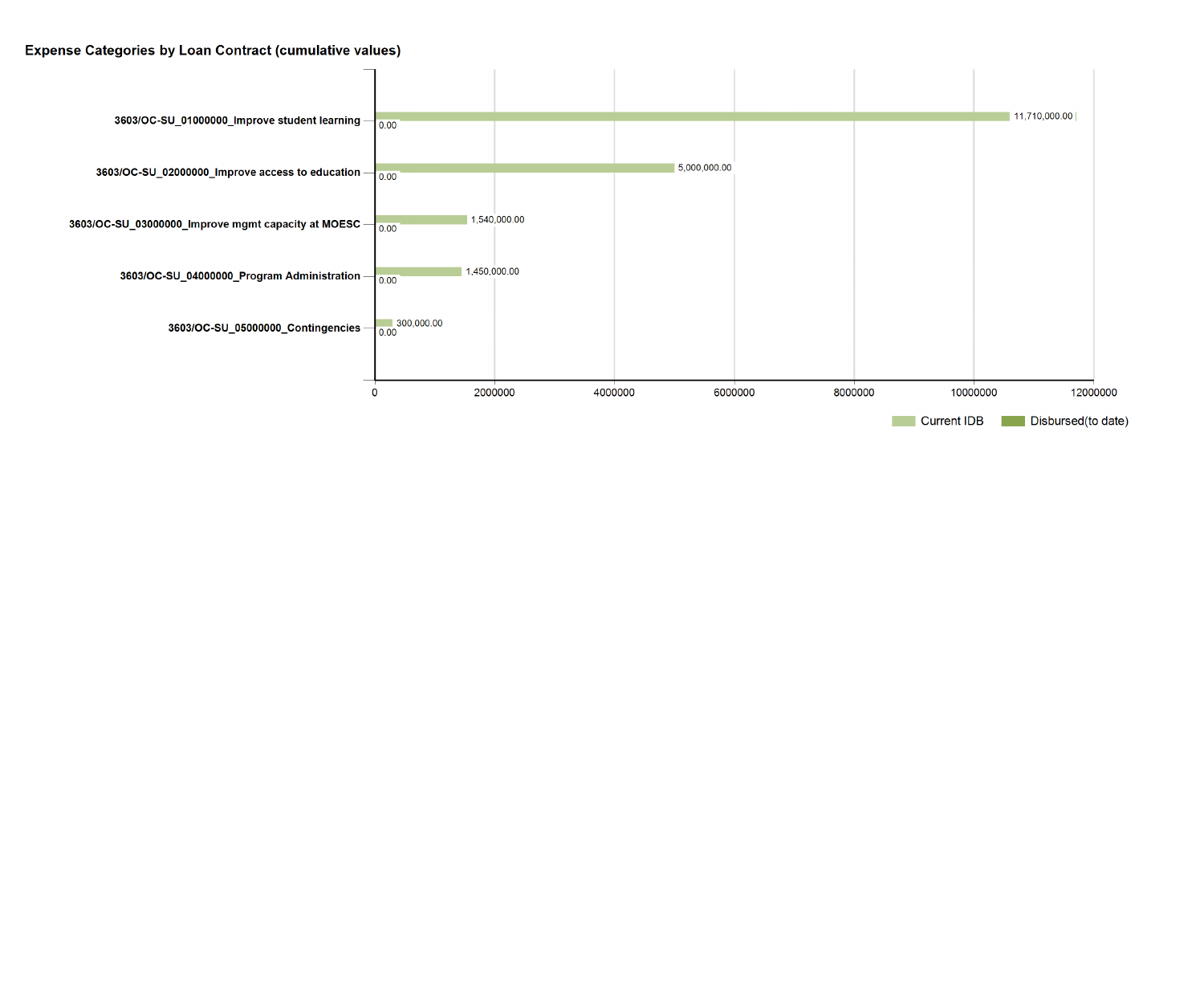**Expense Categories by Loan Contract (cumulative values)**

| Expense Category | Current IDB | Disbursed(to date) |
|---|---|---|
| 3603/OC-SU_01000000_Improve student learning | 11,710,000.00 | 0.00 |
| 3603/OC-SU_02000000_Improve access to education | 5,000,000.00 | 0.00 |
| 3603/OC-SU_03000000_Improve mgmt capacity at MOESC | 1,540,000.00 | 0.00 |
| 3603/OC-SU_04000000_Program Administration | 1,450,000.00 | 0.00 |
| 3603/OC-SU_05000000_Contingencies | 300,000.00 | 0.00 |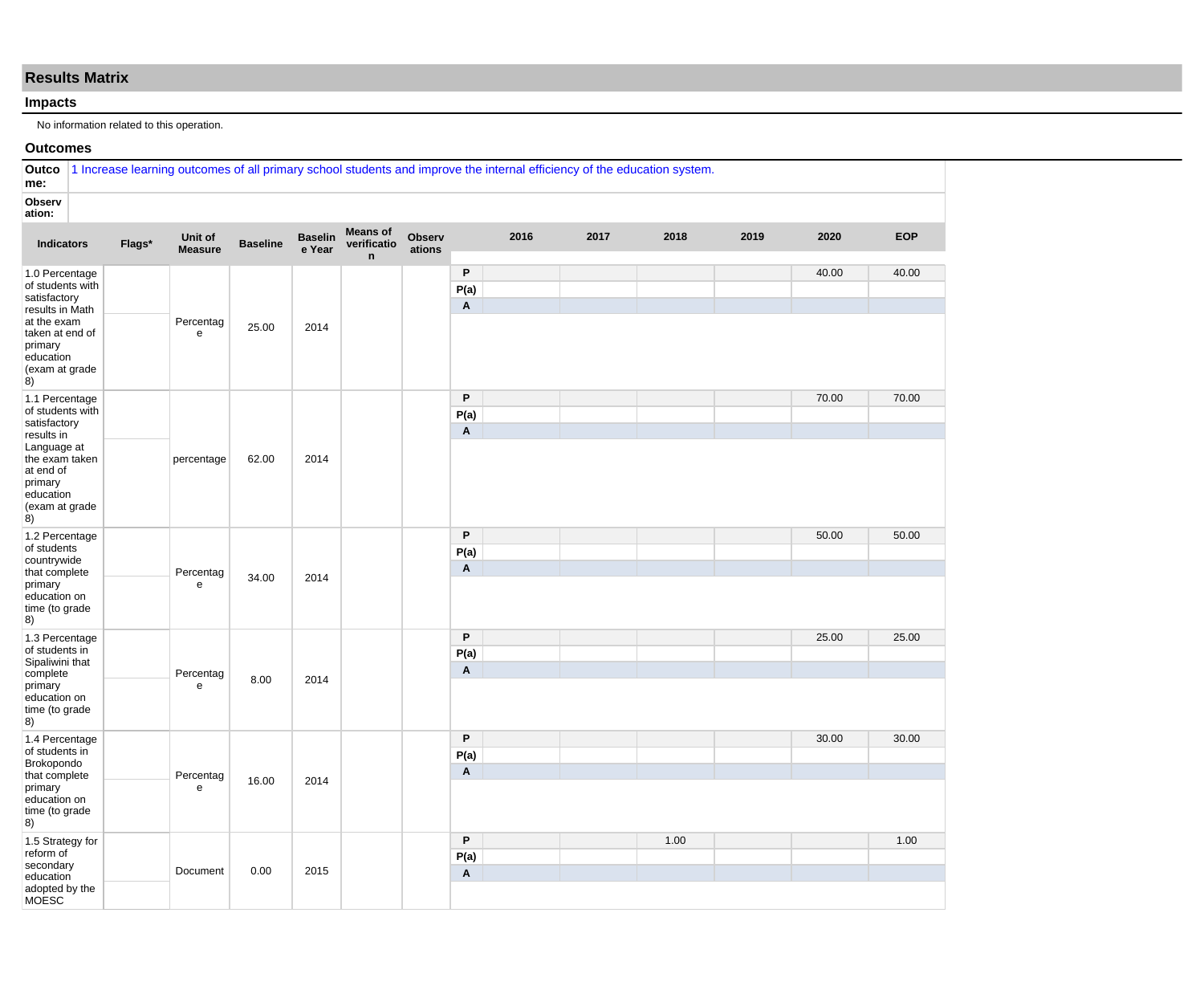## Results Matrix

### Impacts

No information related to this operation.

### Outcomes

**Outcome:** 1 Increase learning outcomes of all primary school students and improve the internal efficiency of the education system.

**Observation:**

| Indicators | Flags* | Unit of Measure | Baseline | Baseline Year | Means of verification | Observations | | 2016 | 2017 | 2018 | 2019 | 2020 | EOP |
|---|---|---|---|---|---|---|---|---|---|---|---|---|---|
| 1.0 Percentage of students with satisfactory results in Math at the exam taken at end of primary education (exam at grade 8) | | Percentage | 25.00 | 2014 | | | P | | | | | 40.00 | 40.00 |
| | | | | | | | P(a) | | | | | | |
| | | | | | | | A | | | | | | |
| 1.1 Percentage of students with satisfactory results in Language at the exam taken at end of primary education (exam at grade 8) | | percentage | 62.00 | 2014 | | | P | | | | | 70.00 | 70.00 |
| | | | | | | | P(a) | | | | | | |
| | | | | | | | A | | | | | | |
| 1.2 Percentage of students countrywide that complete primary education on time (to grade 8) | | Percentage | 34.00 | 2014 | | | P | | | | | 50.00 | 50.00 |
| | | | | | | | P(a) | | | | | | |
| | | | | | | | A | | | | | | |
| 1.3 Percentage of students in Sipaliwini that complete primary education on time (to grade 8) | | Percentage | 8.00 | 2014 | | | P | | | | | 25.00 | 25.00 |
| | | | | | | | P(a) | | | | | | |
| | | | | | | | A | | | | | | |
| 1.4 Percentage of students in Brokopondo that complete primary education on time (to grade 8) | | Percentage | 16.00 | 2014 | | | P | | | | | 30.00 | 30.00 |
| | | | | | | | P(a) | | | | | | |
| | | | | | | | A | | | | | | |
| 1.5 Strategy for reform of secondary education adopted by the MOESC | | Document | 0.00 | 2015 | | | P | | | 1.00 | | | 1.00 |
| | | | | | | | P(a) | | | | | | |
| | | | | | | | A | | | | | | |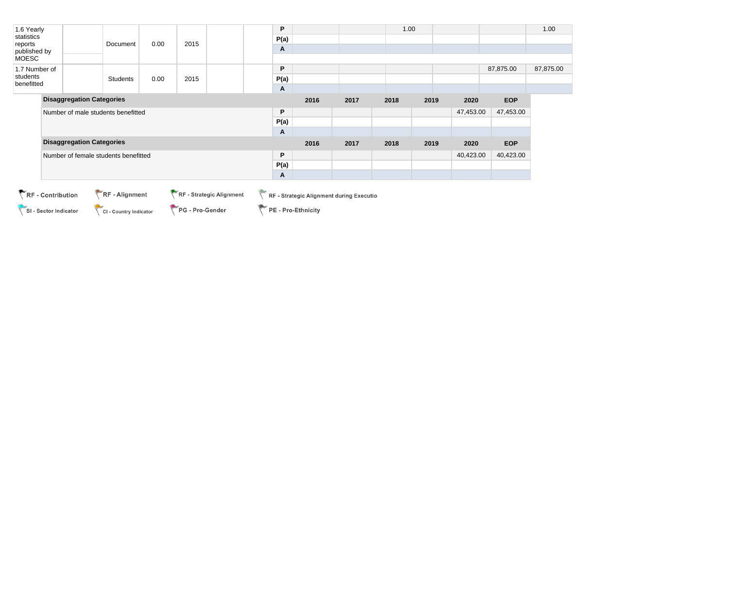| | | | | | | | | | | | | | |
|---|---|---|---|---|---|---|---|---|---|---|---|---|---|
| 1.6 Yearly statistics reports published by MOESC | | Document | 0.00 | 2015 | | | P | | | 1.00 | | | 1.00 |
| | | | | | | | P(a) | | | | | | |
| | | | | | | | A | | | | | | |
| 1.7 Number of students benefitted | | Students | 0.00 | 2015 | | | P | | | | | 87,875.00 | 87,875.00 |
| | | | | | | | P(a) | | | | | | |
| | | | | | | | A | | | | | | |

| Disaggregation Categories | | 2016 | 2017 | 2018 | 2019 | 2020 | EOP |
|---|---|---|---|---|---|---|---|
| Number of male students benefitted | P | | | | | 47,453.00 | 47,453.00 |
| | P(a) | | | | | | |
| | A | | | | | | |

| Disaggregation Categories | | 2016 | 2017 | 2018 | 2019 | 2020 | EOP |
|---|---|---|---|---|---|---|---|
| Number of female students benefitted | P | | | | | 40,423.00 | 40,423.00 |
| | P(a) | | | | | | |
| | A | | | | | | |

RF - Contribution | RF - Alignment | RF - Strategic Alignment | RF - Strategic Alignment during Executio

SI - Sector Indicator | CI - Country Indicator | PG - Pro-Gender | PE - Pro-Ethnicity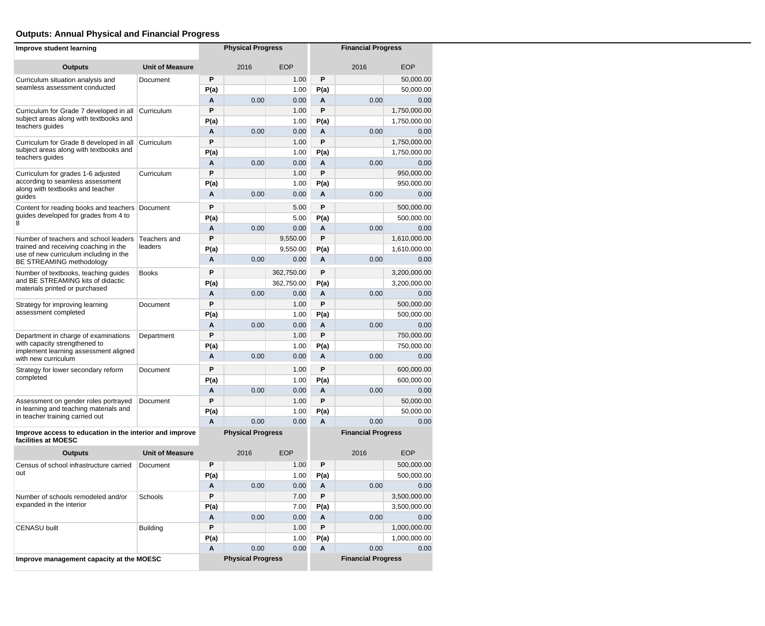## Outputs: Annual Physical and Financial Progress

| Improve student learning | | Physical Progress | | | Financial Progress | | |
|---|---|---|---|---|---|---|---|
| **Outputs** | **Unit of Measure** | | 2016 | EOP | | 2016 | EOP |
| Curriculum situation analysis and seamless assessment conducted | Document | P | | 1.00 | P | | 50,000.00 |
| | | P(a) | | 1.00 | P(a) | | 50,000.00 |
| | | A | 0.00 | 0.00 | A | 0.00 | 0.00 |
| Curriculum for Grade 7 developed in all subject areas along with textbooks and teachers guides | Curriculum | P | | 1.00 | P | | 1,750,000.00 |
| | | P(a) | | 1.00 | P(a) | | 1,750,000.00 |
| | | A | 0.00 | 0.00 | A | 0.00 | 0.00 |
| Curriculum for Grade 8 developed in all subject areas along with textbooks and teachers guides | Curriculum | P | | 1.00 | P | | 1,750,000.00 |
| | | P(a) | | 1.00 | P(a) | | 1,750,000.00 |
| | | A | 0.00 | 0.00 | A | 0.00 | 0.00 |
| Curriculum for grades 1-6 adjusted according to seamless assessment along with textbooks and teacher guides | Curriculum | P | | 1.00 | P | | 950,000.00 |
| | | P(a) | | 1.00 | P(a) | | 950,000.00 |
| | | A | 0.00 | 0.00 | A | 0.00 | 0.00 |
| Content for reading books and teachers guides developed for grades from 4 to 8 | Document | P | | 5.00 | P | | 500,000.00 |
| | | P(a) | | 5.00 | P(a) | | 500,000.00 |
| | | A | 0.00 | 0.00 | A | 0.00 | 0.00 |
| Number of teachers and school leaders trained and receiving coaching in the use of new curriculum including in the BE STREAMING methodology | Teachers and leaders | P | | 9,550.00 | P | | 1,610,000.00 |
| | | P(a) | | 9,550.00 | P(a) | | 1,610,000.00 |
| | | A | 0.00 | 0.00 | A | 0.00 | 0.00 |
| Number of textbooks, teaching guides and BE STREAMING kits of didactic materials printed or purchased | Books | P | | 362,750.00 | P | | 3,200,000.00 |
| | | P(a) | | 362,750.00 | P(a) | | 3,200,000.00 |
| | | A | 0.00 | 0.00 | A | 0.00 | 0.00 |
| Strategy for improving learning assessment completed | Document | P | | 1.00 | P | | 500,000.00 |
| | | P(a) | | 1.00 | P(a) | | 500,000.00 |
| | | A | 0.00 | 0.00 | A | 0.00 | 0.00 |
| Department in charge of examinations with capacity strengthened to implement learning assessment aligned with new curriculum | Department | P | | 1.00 | P | | 750,000.00 |
| | | P(a) | | 1.00 | P(a) | | 750,000.00 |
| | | A | 0.00 | 0.00 | A | 0.00 | 0.00 |
| Strategy for lower secondary reform completed | Document | P | | 1.00 | P | | 600,000.00 |
| | | P(a) | | 1.00 | P(a) | | 600,000.00 |
| | | A | 0.00 | 0.00 | A | 0.00 | 0.00 |
| Assessment on gender roles portrayed in learning and teaching materials and in teacher training carried out | Document | P | | 1.00 | P | | 50,000.00 |
| | | P(a) | | 1.00 | P(a) | | 50,000.00 |
| | | A | 0.00 | 0.00 | A | 0.00 | 0.00 |
| **Improve access to education in the interior and improve facilities at MOESC** | | **Physical Progress** | | | **Financial Progress** | | |
| **Outputs** | **Unit of Measure** | | 2016 | EOP | | 2016 | EOP |
| Census of school infrastructure carried out | Document | P | | 1.00 | P | | 500,000.00 |
| | | P(a) | | 1.00 | P(a) | | 500,000.00 |
| | | A | 0.00 | 0.00 | A | 0.00 | 0.00 |
| Number of schools remodeled and/or expanded in the interior | Schools | P | | 7.00 | P | | 3,500,000.00 |
| | | P(a) | | 7.00 | P(a) | | 3,500,000.00 |
| | | A | 0.00 | 0.00 | A | 0.00 | 0.00 |
| CENASU built | Building | P | | 1.00 | P | | 1,000,000.00 |
| | | P(a) | | 1.00 | P(a) | | 1,000,000.00 |
| | | A | 0.00 | 0.00 | A | 0.00 | 0.00 |
| **Improve management capacity at the MOESC** | | **Physical Progress** | | | **Financial Progress** | | |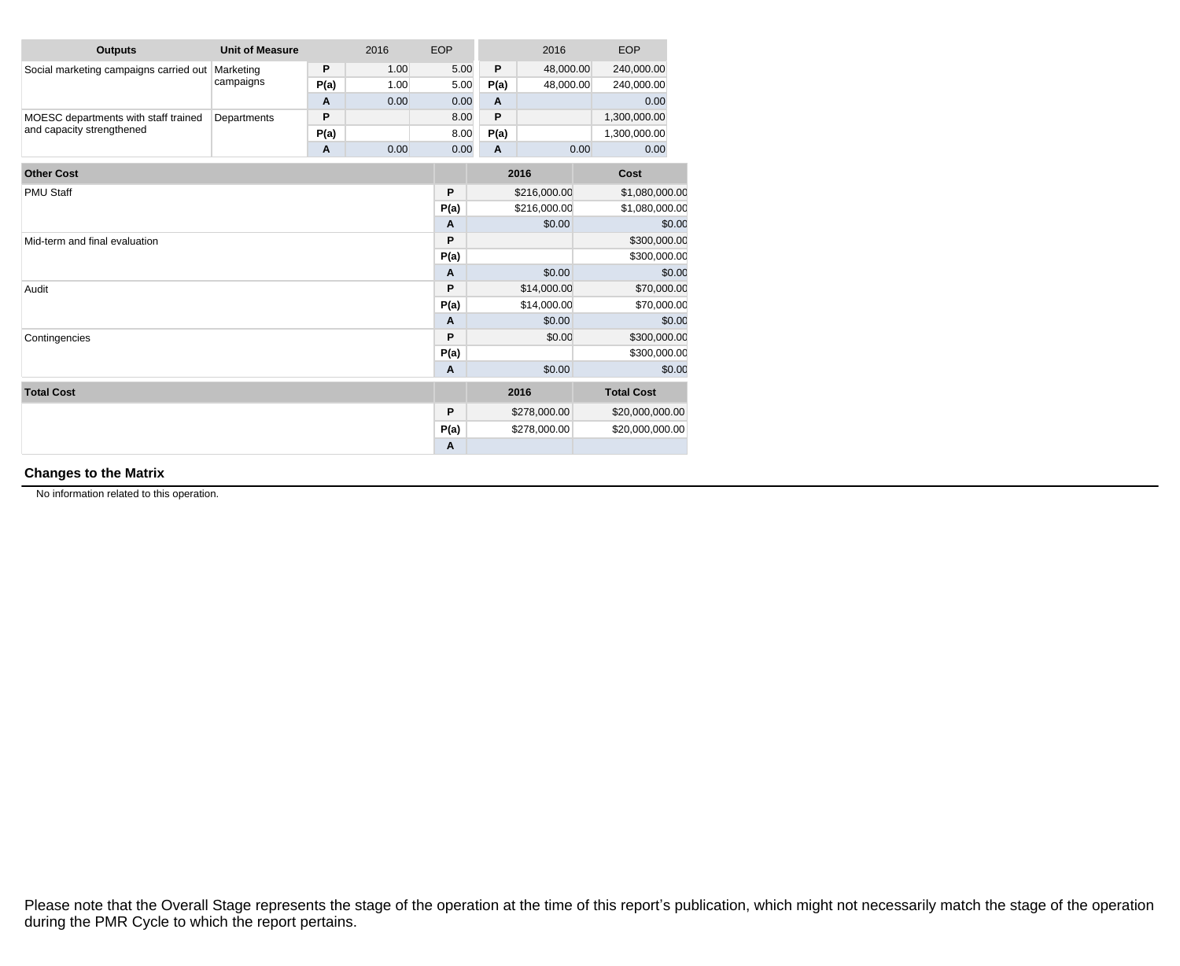| Outputs | Unit of Measure | | 2016 | EOP | | 2016 | EOP |
|---|---|---|---|---|---|---|---|
| Social marketing campaigns carried out | Marketing campaigns | P | 1.00 | 5.00 | P | 48,000.00 | 240,000.00 |
| | | P(a) | 1.00 | 5.00 | P(a) | 48,000.00 | 240,000.00 |
| | | A | 0.00 | 0.00 | A | | 0.00 |
| MOESC departments with staff trained and capacity strengthened | Departments | P | | 8.00 | P | | 1,300,000.00 |
| | | P(a) | | 8.00 | P(a) | | 1,300,000.00 |
| | | A | 0.00 | 0.00 | A | 0.00 | 0.00 |

| Other Cost | | 2016 | Cost |
|---|---|---|---|
| PMU Staff | P | $216,000.00 | $1,080,000.00 |
| | P(a) | $216,000.00 | $1,080,000.00 |
| | A | $0.00 | $0.00 |
| Mid-term and final evaluation | P | | $300,000.00 |
| | P(a) | | $300,000.00 |
| | A | $0.00 | $0.00 |
| Audit | P | $14,000.00 | $70,000.00 |
| | P(a) | $14,000.00 | $70,000.00 |
| | A | $0.00 | $0.00 |
| Contingencies | P | $0.00 | $300,000.00 |
| | P(a) | | $300,000.00 |
| | A | $0.00 | $0.00 |

| Total Cost | | 2016 | Total Cost |
|---|---|---|---|
| | P | $278,000.00 | $20,000,000.00 |
| | P(a) | $278,000.00 | $20,000,000.00 |
| | A | | |

### Changes to the Matrix

No information related to this operation.

Please note that the Overall Stage represents the stage of the operation at the time of this report's publication, which might not necessarily match the stage of the operation during the PMR Cycle to which the report pertains.